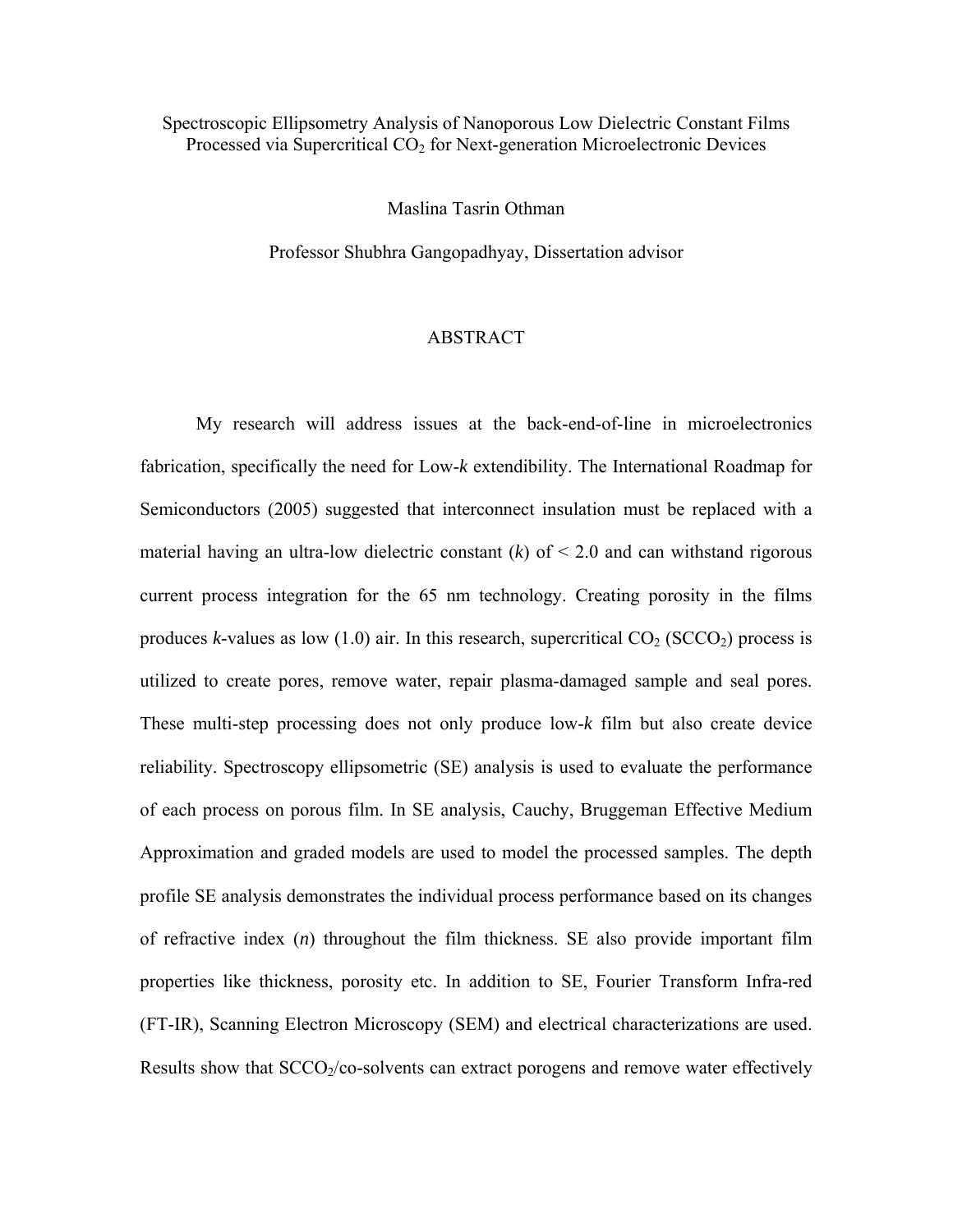Spectroscopic Ellipsometry Analysis of Nanoporous Low Dielectric Constant Films Processed via Supercritical $CO_2$ for Next-generation Microelectronic Devices

Maslina Tasrin Othman

Professor Shubhra Gangopadhyay, Dissertation advisor

## ABSTRACT

My research will address issues at the back-end-of-line in microelectronics fabrication, specifically the need for Low-*k* extendibility. The International Roadmap for Semiconductors (2005) suggested that interconnect insulation must be replaced with a material having an ultra-low dielectric constant (*k*) of < 2.0 and can withstand rigorous current process integration for the 65 nm technology. Creating porosity in the films produces *k*-values as low (1.0) air. In this research, supercritical $CO_2$ ($SCCO_2$) process is utilized to create pores, remove water, repair plasma-damaged sample and seal pores. These multi-step processing does not only produce low-*k* film but also create device reliability. Spectroscopy ellipsometric (SE) analysis is used to evaluate the performance of each process on porous film. In SE analysis, Cauchy, Bruggeman Effective Medium Approximation and graded models are used to model the processed samples. The depth profile SE analysis demonstrates the individual process performance based on its changes of refractive index (*n*) throughout the film thickness. SE also provide important film properties like thickness, porosity etc. In addition to SE, Fourier Transform Infra-red (FT-IR), Scanning Electron Microscopy (SEM) and electrical characterizations are used. Results show that $SCCO_2$/co-solvents can extract porogens and remove water effectively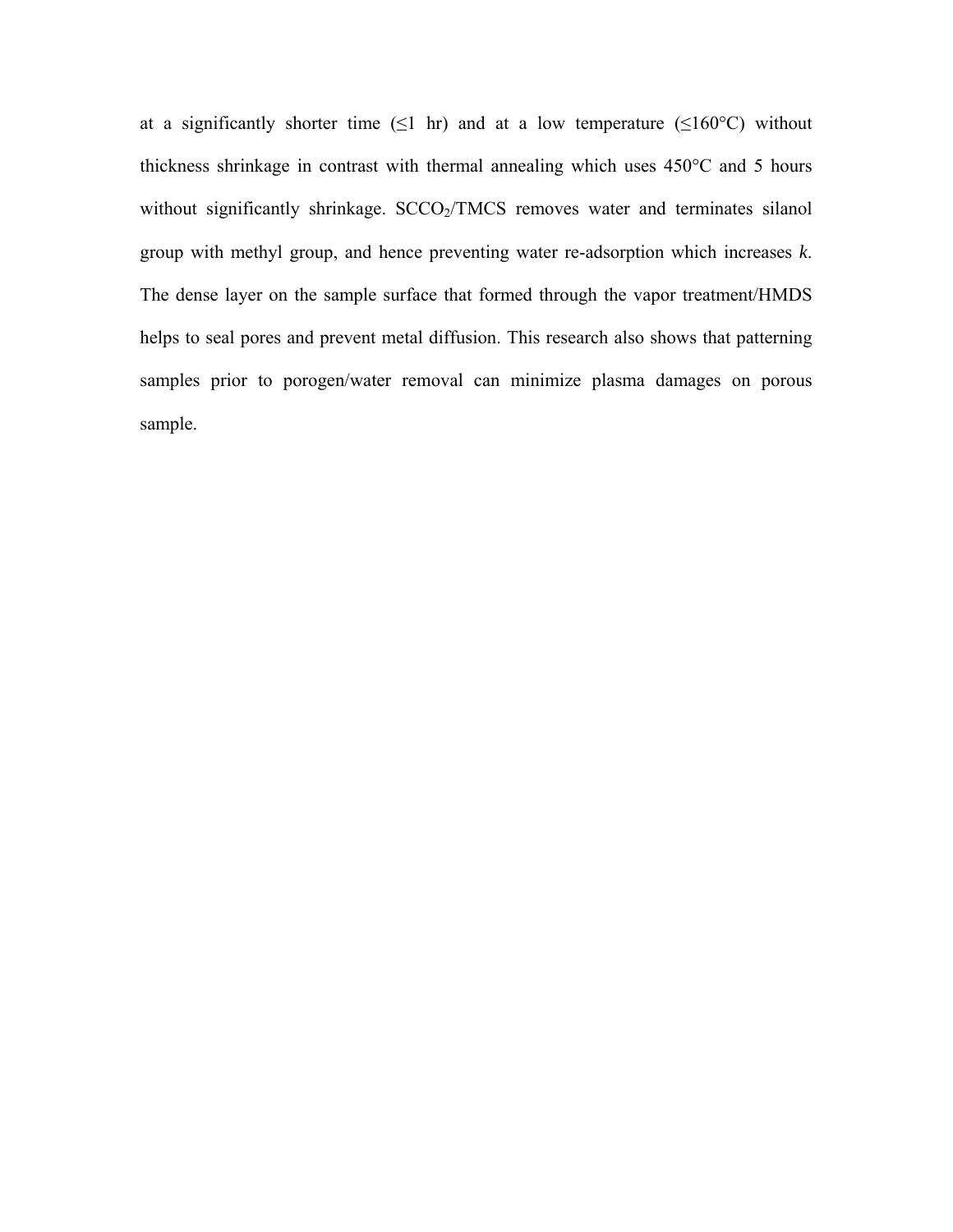at a significantly shorter time (≤1 hr) and at a low temperature (≤160°C) without thickness shrinkage in contrast with thermal annealing which uses 450°C and 5 hours without significantly shrinkage. $SCCO_2$/TMCS removes water and terminates silanol group with methyl group, and hence preventing water re-adsorption which increases *k*. The dense layer on the sample surface that formed through the vapor treatment/HMDS helps to seal pores and prevent metal diffusion. This research also shows that patterning samples prior to porogen/water removal can minimize plasma damages on porous sample.